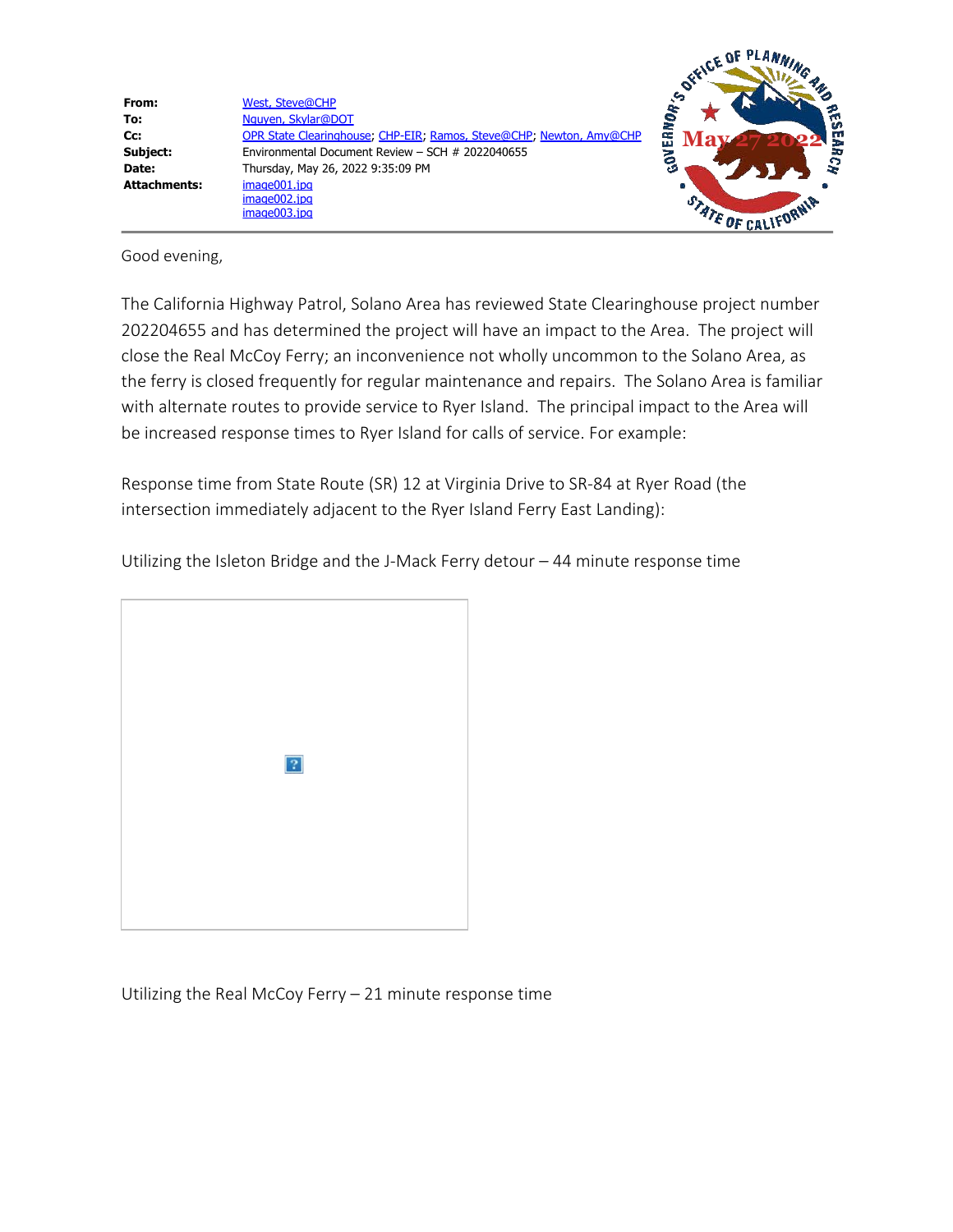| | |
|---|---|
| **From:** | West, Steve@CHP |
| **To:** | Nguyen, Skylar@DOT |
| **Cc:** | OPR State Clearinghouse; CHP-EIR; Ramos, Steve@CHP; Newton, Amy@CHP |
| **Subject:** | Environmental Document Review – SCH # 2022040655 |
| **Date:** | Thursday, May 26, 2022 9:35:09 PM |
| **Attachments:** | image001.jpg<br>image002.jpg<br>image003.jpg |

GOVERNOR'S OFFICE OF PLANNING AND RESEARCH
May 27 2022
STATE OF CALIFORNIA

Good evening,

The California Highway Patrol, Solano Area has reviewed State Clearinghouse project number 202204655 and has determined the project will have an impact to the Area. The project will close the Real McCoy Ferry; an inconvenience not wholly uncommon to the Solano Area, as the ferry is closed frequently for regular maintenance and repairs. The Solano Area is familiar with alternate routes to provide service to Ryer Island. The principal impact to the Area will be increased response times to Ryer Island for calls of service. For example:

Response time from State Route (SR) 12 at Virginia Drive to SR-84 at Ryer Road (the intersection immediately adjacent to the Ryer Island Ferry East Landing):

Utilizing the Isleton Bridge and the J-Mack Ferry detour – 44 minute response time

Utilizing the Real McCoy Ferry – 21 minute response time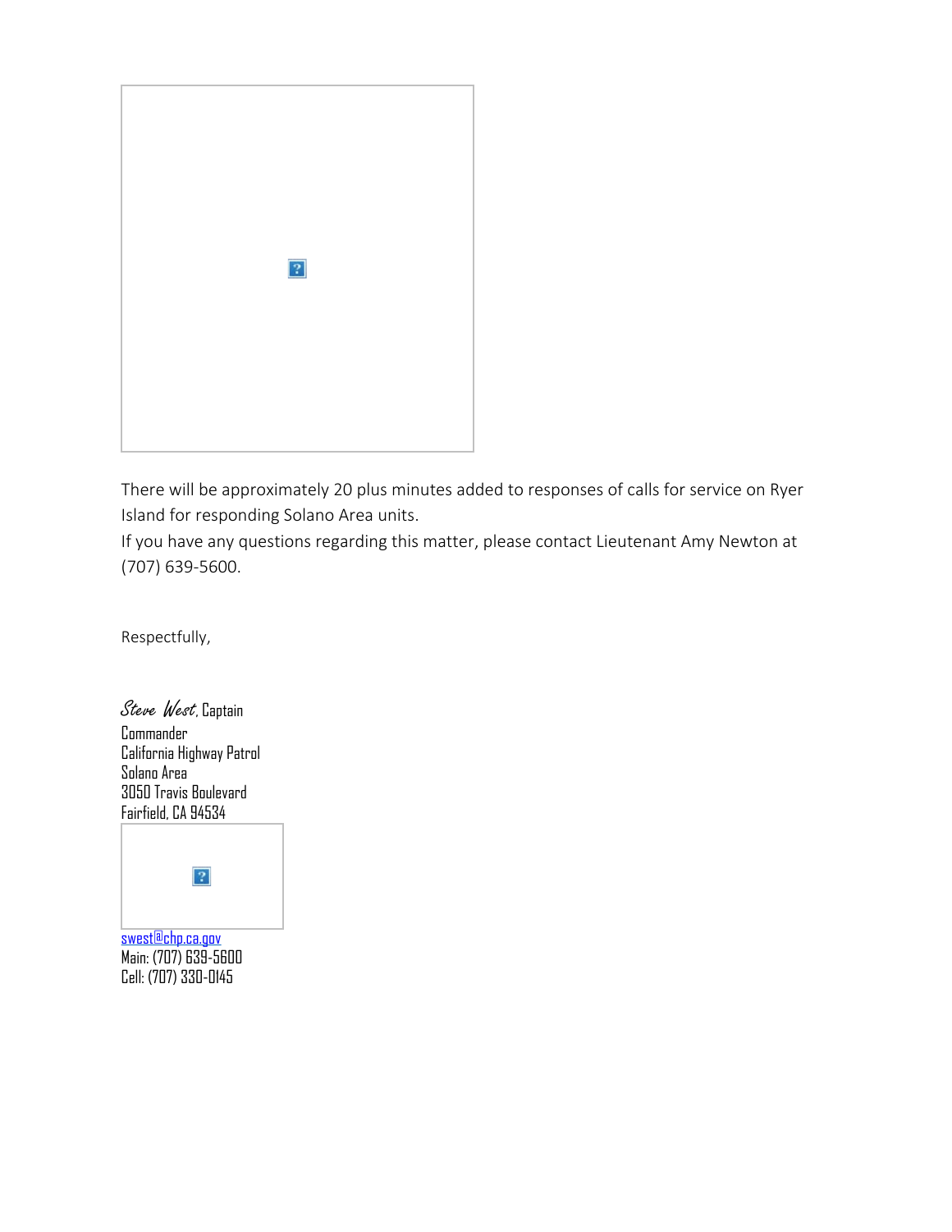There will be approximately 20 plus minutes added to responses of calls for service on Ryer Island for responding Solano Area units.

If you have any questions regarding this matter, please contact Lieutenant Amy Newton at (707) 639-5600.

Respectfully,

*Steve West*, Captain
Commander
California Highway Patrol
Solano Area
3050 Travis Boulevard
Fairfield, CA 94534

swest@chp.ca.gov
Main: (707) 639-5600
Cell: (707) 330-0145